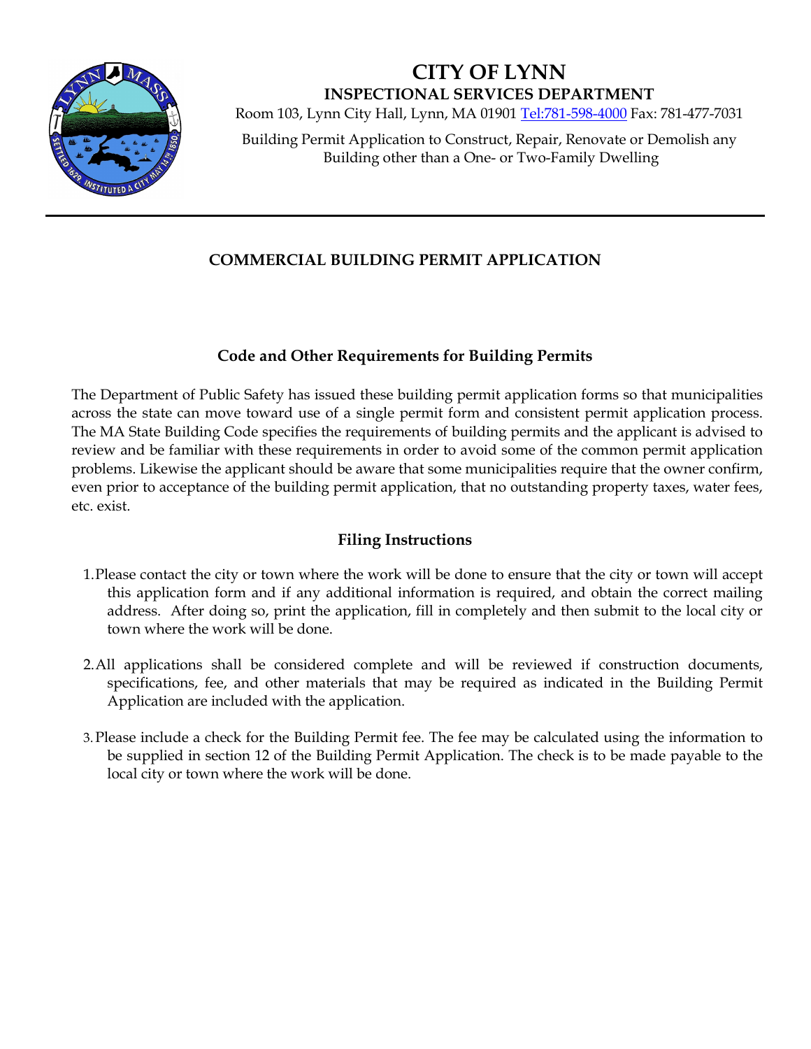# CITY OF LYNN

## INSPECTIONAL SERVICES DEPARTMENT

Room 103, Lynn City Hall, Lynn, MA 01901 Tel:781-598-4000 Fax: 781-477-7031

Building Permit Application to Construct, Repair, Renovate or Demolish any Building other than a One- or Two-Family Dwelling

---

## COMMERCIAL BUILDING PERMIT APPLICATION

### Code and Other Requirements for Building Permits

The Department of Public Safety has issued these building permit application forms so that municipalities across the state can move toward use of a single permit form and consistent permit application process. The MA State Building Code specifies the requirements of building permits and the applicant is advised to review and be familiar with these requirements in order to avoid some of the common permit application problems. Likewise the applicant should be aware that some municipalities require that the owner confirm, even prior to acceptance of the building permit application, that no outstanding property taxes, water fees, etc. exist.

### Filing Instructions

1. Please contact the city or town where the work will be done to ensure that the city or town will accept this application form and if any additional information is required, and obtain the correct mailing address. After doing so, print the application, fill in completely and then submit to the local city or town where the work will be done.

2. All applications shall be considered complete and will be reviewed if construction documents, specifications, fee, and other materials that may be required as indicated in the Building Permit Application are included with the application.

3. Please include a check for the Building Permit fee. The fee may be calculated using the information to be supplied in section 12 of the Building Permit Application. The check is to be made payable to the local city or town where the work will be done.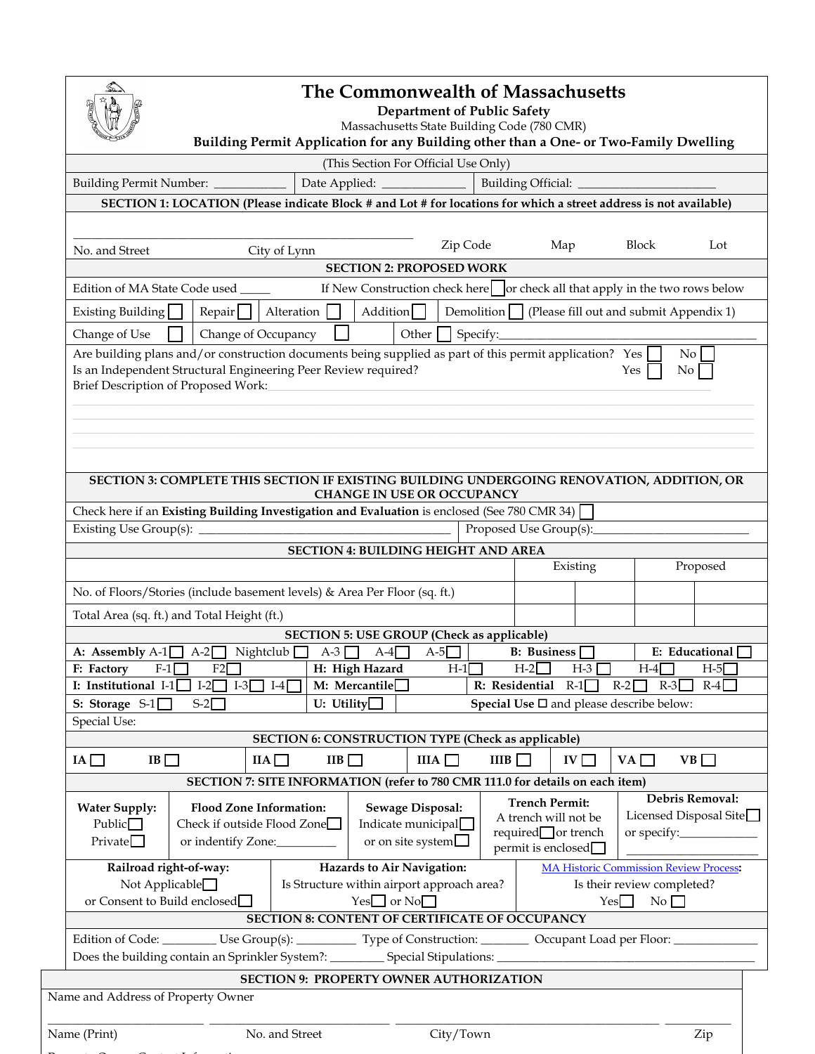# The Commonwealth of Massachusetts

**Department of Public Safety**

Massachusetts State Building Code (780 CMR)

**Building Permit Application for any Building other than a One- or Two-Family Dwelling**

(This Section For Official Use Only)

| Building Permit Number: ___________ | Date Applied: ____________ | Building Official: ____________________ |
|---|---|---|

**SECTION 1: LOCATION (Please indicate Block # and Lot # for locations for which a street address is not available)**

| No. and Street | City of Lynn | Zip Code | Map | Block | Lot |
|---|---|---|---|---|---|
| | | | | | |

**SECTION 2: PROPOSED WORK**

Edition of MA State Code used _____ If New Construction check here ☐ or check all that apply in the two rows below

Existing Building ☐ Repair ☐ Alteration ☐ Addition ☐ Demolition ☐ (Please fill out and submit Appendix 1)

Change of Use ☐ Change of Occupancy ☐ Other ☐ Specify:_______________________________

Are building plans and/or construction documents being supplied as part of this permit application? Yes ☐ No ☐

Is an Independent Structural Engineering Peer Review required? Yes ☐ No ☐

Brief Description of Proposed Work:_______________________________

**SECTION 3: COMPLETE THIS SECTION IF EXISTING BUILDING UNDERGOING RENOVATION, ADDITION, OR CHANGE IN USE OR OCCUPANCY**

Check here if an **Existing Building Investigation and Evaluation** is enclosed (See 780 CMR 34) ☐

Existing Use Group(s): _______________________ Proposed Use Group(s):_______________________

**SECTION 4: BUILDING HEIGHT AND AREA**

| | Existing | | Proposed | |
|---|---|---|---|---|
| No. of Floors/Stories (include basement levels) & Area Per Floor (sq. ft.) | | | | |
| Total Area (sq. ft.) and Total Height (ft.) | | | | |

**SECTION 5: USE GROUP (Check as applicable)**

**A: Assembly** A-1 ☐ A-2 ☐ Nightclub ☐ A-3 ☐ A-4 ☐ A-5 ☐ **B: Business** ☐ **E: Educational** ☐

**F: Factory** F-1 ☐ F2 ☐ **H: High Hazard** H-1 ☐ H-2 ☐ H-3 ☐ H-4 ☐ H-5 ☐

**I: Institutional** I-1 ☐ I-2 ☐ I-3 ☐ I-4 ☐ **M: Mercantile** ☐ **R: Residential** R-1 ☐ R-2 ☐ R-3 ☐ R-4 ☐

**S: Storage** S-1 ☐ S-2 ☐ **U: Utility** ☐ **Special Use** ☐ and please describe below:

Special Use:

**SECTION 6: CONSTRUCTION TYPE (Check as applicable)**

IA ☐ IB ☐ IIA ☐ IIB ☐ IIIA ☐ IIIB ☐ IV ☐ VA ☐ VB ☐

**SECTION 7: SITE INFORMATION (refer to 780 CMR 111.0 for details on each item)**

| Water Supply: | Flood Zone Information: | Sewage Disposal: | Trench Permit: | Debris Removal: |
|---|---|---|---|---|
| Public ☐ Private ☐ | Check if outside Flood Zone ☐ or indentify Zone:_________ | Indicate municipal ☐ or on site system ☐ | A trench will not be required ☐ or trench permit is enclosed ☐ | Licensed Disposal Site ☐ or specify:____________ |

| Railroad right-of-way: | Hazards to Air Navigation: | MA Historic Commission Review Process: |
|---|---|---|
| Not Applicable ☐ or Consent to Build enclosed ☐ | Is Structure within airport approach area? Yes ☐ or No ☐ | Is their review completed? Yes ☐ No ☐ |

**SECTION 8: CONTENT OF CERTIFICATE OF OCCUPANCY**

Edition of Code: ________ Use Group(s): _________ Type of Construction: _______ Occupant Load per Floor: _____________

Does the building contain an Sprinkler System?: ________ Special Stipulations: _______________________________

**SECTION 9: PROPERTY OWNER AUTHORIZATION**

Name and Address of Property Owner

| Name (Print) | No. and Street | City/Town | Zip |
|---|---|---|---|
| | | | |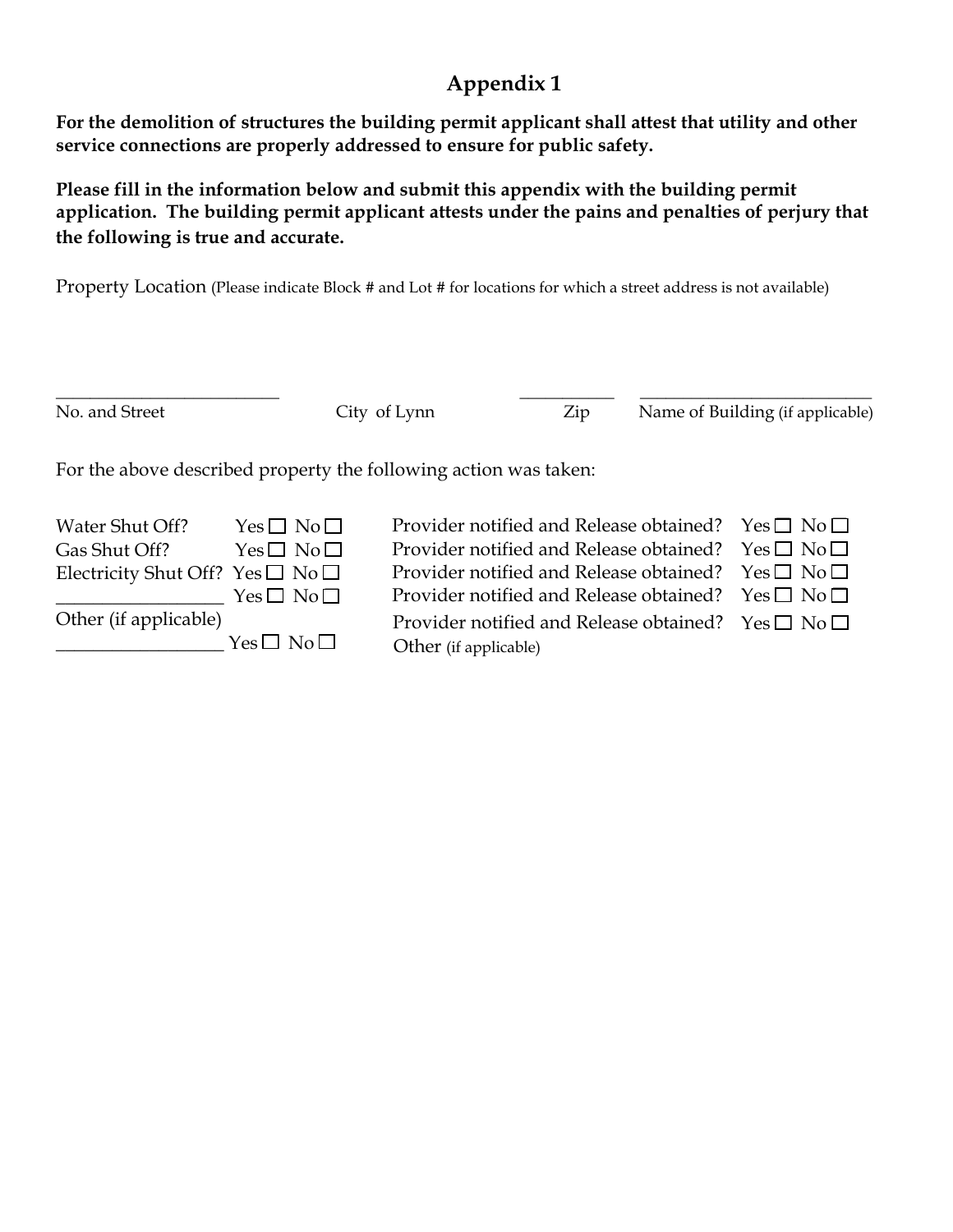# Appendix 1

**For the demolition of structures the building permit applicant shall attest that utility and other service connections are properly addressed to ensure for public safety.**

**Please fill in the information below and submit this appendix with the building permit application. The building permit applicant attests under the pains and penalties of perjury that the following is true and accurate.**

Property Location (Please indicate Block # and Lot # for locations for which a street address is not available)

| \_\_\_\_\_\_\_\_\_\_\_\_\_\_\_\_\_\_\_\_\_\_\_\_\_\_ | | \_\_\_\_\_\_\_\_\_\_\_ | \_\_\_\_\_\_\_\_\_\_\_\_\_\_\_\_\_\_\_\_\_\_\_\_\_\_\_ |
|---|---|---|---|
| No. and Street | City of Lynn | Zip | Name of Building (if applicable) |

For the above described property the following action was taken:

| | | | |
|---|---|---|---|
| Water Shut Off? | Yes ☐ No ☐ | Provider notified and Release obtained? | Yes ☐ No ☐ |
| Gas Shut Off? | Yes ☐ No ☐ | Provider notified and Release obtained? | Yes ☐ No ☐ |
| Electricity Shut Off? | Yes ☐ No ☐ | Provider notified and Release obtained? | Yes ☐ No ☐ |
| \_\_\_\_\_\_\_\_\_\_\_\_\_\_\_\_\_\_ | Yes ☐ No ☐ | Provider notified and Release obtained? | Yes ☐ No ☐ |
| Other (if applicable) \_\_\_\_\_\_\_\_\_\_\_\_\_\_\_\_\_\_ | Yes ☐ No ☐ | Provider notified and Release obtained? Other (if applicable) | Yes ☐ No ☐ |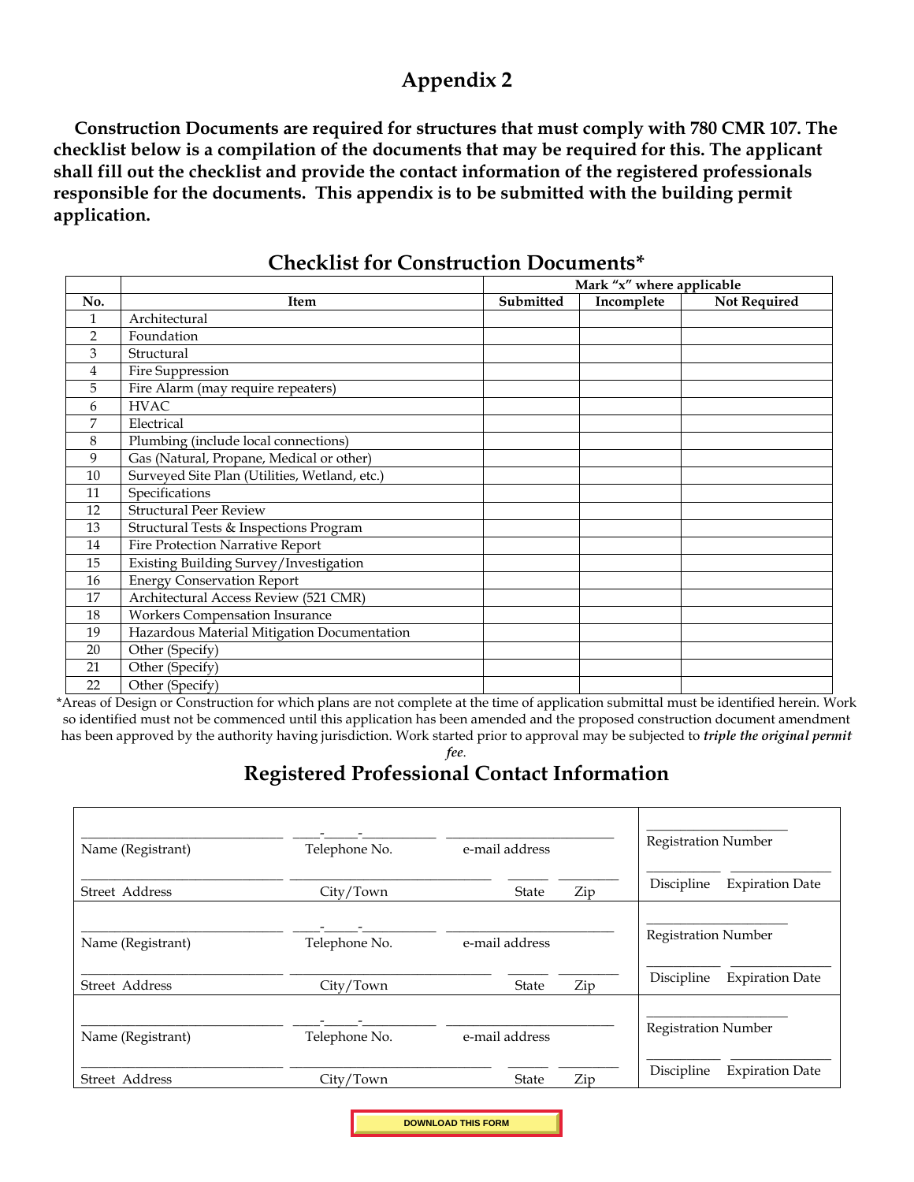# Appendix 2

**Construction Documents are required for structures that must comply with 780 CMR 107. The checklist below is a compilation of the documents that may be required for this. The applicant shall fill out the checklist and provide the contact information of the registered professionals responsible for the documents. This appendix is to be submitted with the building permit application.**

## Checklist for Construction Documents*

| | | Mark "x" where applicable | | |
|---|---|---|---|---|
| **No.** | **Item** | **Submitted** | **Incomplete** | **Not Required** |
| 1 | Architectural | | | |
| 2 | Foundation | | | |
| 3 | Structural | | | |
| 4 | Fire Suppression | | | |
| 5 | Fire Alarm (may require repeaters) | | | |
| 6 | HVAC | | | |
| 7 | Electrical | | | |
| 8 | Plumbing (include local connections) | | | |
| 9 | Gas (Natural, Propane, Medical or other) | | | |
| 10 | Surveyed Site Plan (Utilities, Wetland, etc.) | | | |
| 11 | Specifications | | | |
| 12 | Structural Peer Review | | | |
| 13 | Structural Tests & Inspections Program | | | |
| 14 | Fire Protection Narrative Report | | | |
| 15 | Existing Building Survey/Investigation | | | |
| 16 | Energy Conservation Report | | | |
| 17 | Architectural Access Review (521 CMR) | | | |
| 18 | Workers Compensation Insurance | | | |
| 19 | Hazardous Material Mitigation Documentation | | | |
| 20 | Other (Specify) | | | |
| 21 | Other (Specify) | | | |
| 22 | Other (Specify) | | | |

*Areas of Design or Construction for which plans are not complete at the time of application submittal must be identified herein. Work so identified must not be commenced until this application has been amended and the proposed construction document amendment has been approved by the authority having jurisdiction. Work started prior to approval may be subjected to ***triple the original permit fee***.

## Registered Professional Contact Information

| | |
|---|---|
| Name (Registrant) ____ Telephone No. ___-___-___ e-mail address ____<br>Street Address ____ City/Town ____ State ____ Zip ____ | Registration Number ____<br>Discipline ____ Expiration Date ____ |
| Name (Registrant) ____ Telephone No. ___-___-___ e-mail address ____<br>Street Address ____ City/Town ____ State ____ Zip ____ | Registration Number ____<br>Discipline ____ Expiration Date ____ |
| Name (Registrant) ____ Telephone No. ___-___-___ e-mail address ____<br>Street Address ____ City/Town ____ State ____ Zip ____ | Registration Number ____<br>Discipline ____ Expiration Date ____ |

DOWNLOAD THIS FORM